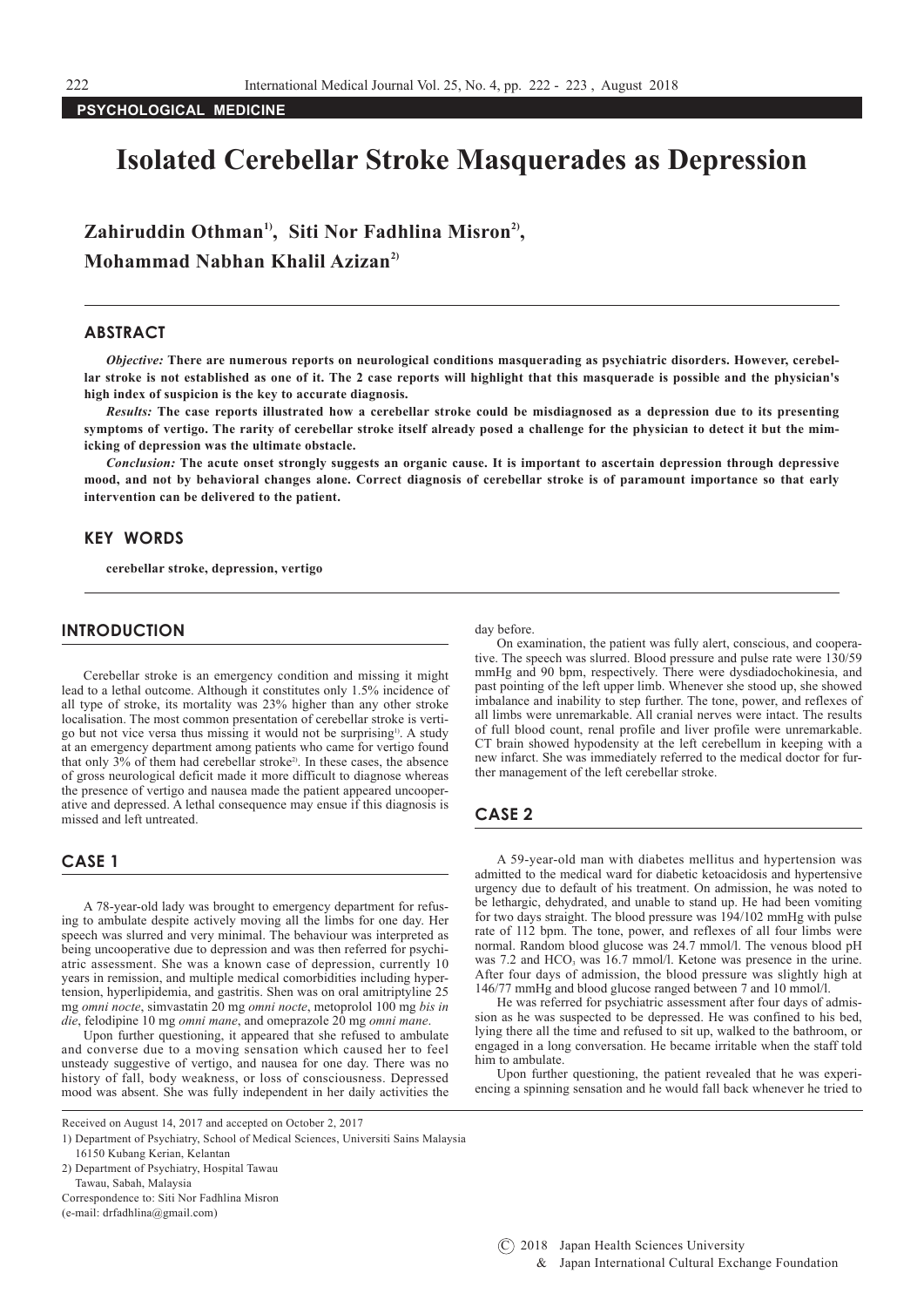PSYCHOLOGICAL MEDICINE

# Isolated Cerebellar Stroke Masquerades as Depression

**Zahiruddin Othman[1], Siti Nor Fadhlina Misron[2], Mohammad Nabhan Khalil Azizan[2]**

## ABSTRACT

***Objective:*** **There are numerous reports on neurological conditions masquerading as psychiatric disorders. However, cerebellar stroke is not established as one of it. The 2 case reports will highlight that this masquerade is possible and the physician's high index of suspicion is the key to accurate diagnosis.**

***Results:*** **The case reports illustrated how a cerebellar stroke could be misdiagnosed as a depression due to its presenting symptoms of vertigo. The rarity of cerebellar stroke itself already posed a challenge for the physician to detect it but the mimicking of depression was the ultimate obstacle.**

***Conclusion:*** **The acute onset strongly suggests an organic cause. It is important to ascertain depression through depressive mood, and not by behavioral changes alone. Correct diagnosis of cerebellar stroke is of paramount importance so that early intervention can be delivered to the patient.**

## KEY WORDS

**cerebellar stroke, depression, vertigo**

## INTRODUCTION

Cerebellar stroke is an emergency condition and missing it might lead to a lethal outcome. Although it constitutes only 1.5% incidence of all type of stroke, its mortality was 23% higher than any other stroke localisation. The most common presentation of cerebellar stroke is vertigo but not vice versa thus missing it would not be surprising[1]. A study at an emergency department among patients who came for vertigo found that only 3% of them had cerebellar stroke[2]. In these cases, the absence of gross neurological deficit made it more difficult to diagnose whereas the presence of vertigo and nausea made the patient appeared uncooperative and depressed. A lethal consequence may ensue if this diagnosis is missed and left untreated.

## CASE 1

A 78-year-old lady was brought to emergency department for refusing to ambulate despite actively moving all the limbs for one day. Her speech was slurred and very minimal. The behaviour was interpreted as being uncooperative due to depression and was then referred for psychiatric assessment. She was a known case of depression, currently 10 years in remission, and multiple medical comorbidities including hypertension, hyperlipidemia, and gastritis. Shen was on oral amitriptyline 25 mg *omni nocte*, simvastatin 20 mg *omni nocte*, metoprolol 100 mg *bis in die*, felodipine 10 mg *omni mane*, and omeprazole 20 mg *omni mane*.

Upon further questioning, it appeared that she refused to ambulate and converse due to a moving sensation which caused her to feel unsteady suggestive of vertigo, and nausea for one day. There was no history of fall, body weakness, or loss of consciousness. Depressed mood was absent. She was fully independent in her daily activities the day before.

On examination, the patient was fully alert, conscious, and cooperative. The speech was slurred. Blood pressure and pulse rate were 130/59 mmHg and 90 bpm, respectively. There were dysdiadochokinesia, and past pointing of the left upper limb. Whenever she stood up, she showed imbalance and inability to step further. The tone, power, and reflexes of all limbs were unremarkable. All cranial nerves were intact. The results of full blood count, renal profile and liver profile were unremarkable. CT brain showed hypodensity at the left cerebellum in keeping with a new infarct. She was immediately referred to the medical doctor for further management of the left cerebellar stroke.

## CASE 2

A 59-year-old man with diabetes mellitus and hypertension was admitted to the medical ward for diabetic ketoacidosis and hypertensive urgency due to default of his treatment. On admission, he was noted to be lethargic, dehydrated, and unable to stand up. He had been vomiting for two days straight. The blood pressure was 194/102 mmHg with pulse rate of 112 bpm. The tone, power, and reflexes of all four limbs were normal. Random blood glucose was 24.7 mmol/l. The venous blood pH was 7.2 and $HCO_3$ was 16.7 mmol/l. Ketone was presence in the urine. After four days of admission, the blood pressure was slightly high at 146/77 mmHg and blood glucose ranged between 7 and 10 mmol/l.

He was referred for psychiatric assessment after four days of admission as he was suspected to be depressed. He was confined to his bed, lying there all the time and refused to sit up, walked to the bathroom, or engaged in a long conversation. He became irritable when the staff told him to ambulate.

Upon further questioning, the patient revealed that he was experiencing a spinning sensation and he would fall back whenever he tried to

---

Received on August 14, 2017 and accepted on October 2, 2017

1) Department of Psychiatry, School of Medical Sciences, Universiti Sains Malaysia 16150 Kubang Kerian, Kelantan

2) Department of Psychiatry, Hospital Tawau Tawau, Sabah, Malaysia

Correspondence to: Siti Nor Fadhlina Misron (e-mail: drfadhlina@gmail.com)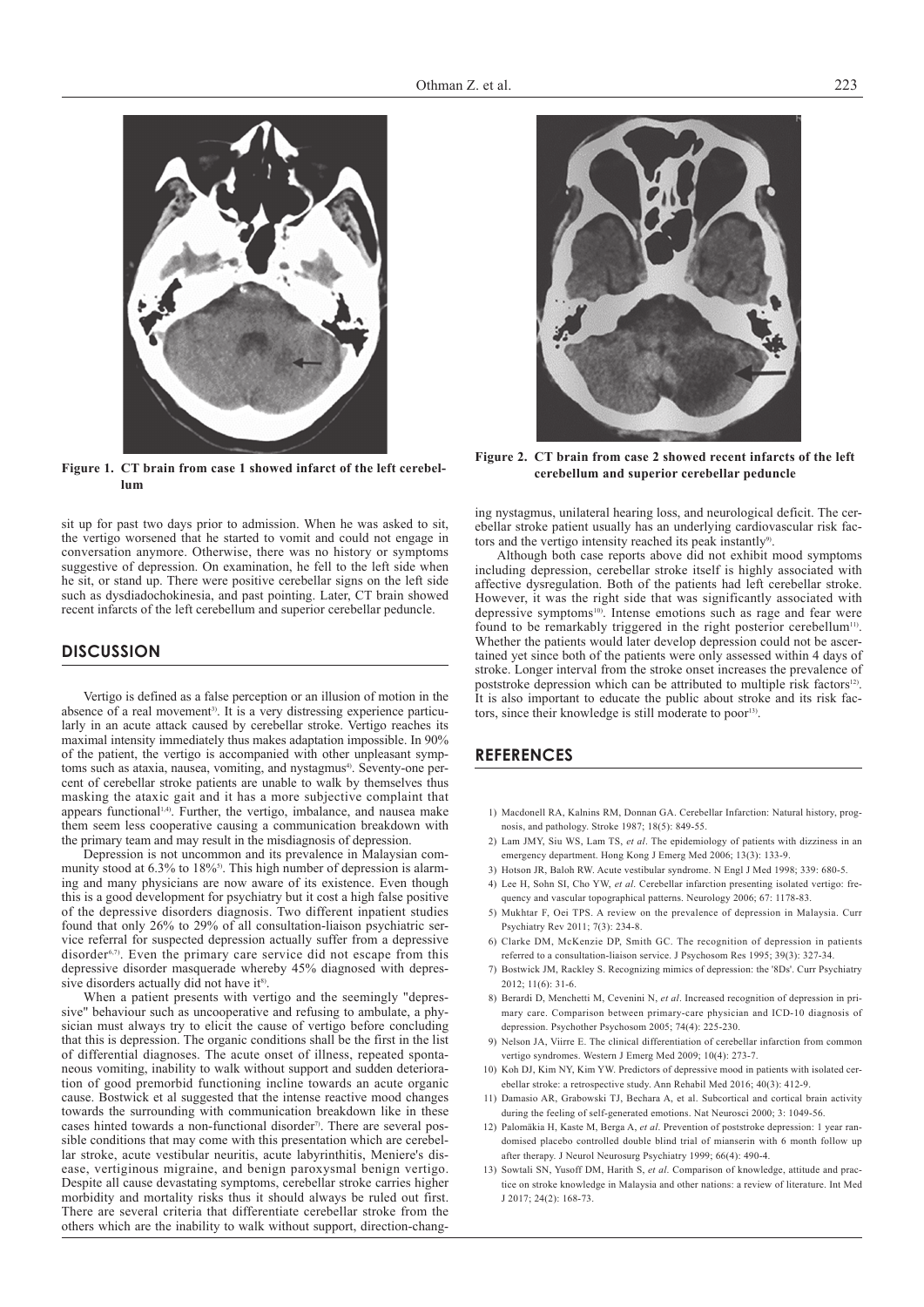Figure 1. CT brain from case 1 showed infarct of the left cerebellum

Figure 2. CT brain from case 2 showed recent infarcts of the left cerebellum and superior cerebellar peduncle

sit up for past two days prior to admission. When he was asked to sit, the vertigo worsened that he started to vomit and could not engage in conversation anymore. Otherwise, there was no history or symptoms suggestive of depression. On examination, he fell to the left side when he sit, or stand up. There were positive cerebellar signs on the left side such as dysdiadochokinesia, and past pointing. Later, CT brain showed recent infarcts of the left cerebellum and superior cerebellar peduncle.

## DISCUSSION

Vertigo is defined as a false perception or an illusion of motion in the absence of a real movement[3]. It is a very distressing experience particularly in an acute attack caused by cerebellar stroke. Vertigo reaches its maximal intensity immediately thus makes adaptation impossible. In 90% of the patient, the vertigo is accompanied with other unpleasant symptoms such as ataxia, nausea, vomiting, and nystagmus[4]. Seventy-one percent of cerebellar stroke patients are unable to walk by themselves thus masking the ataxic gait and it has a more subjective complaint that appears functional[1,4]. Further, the vertigo, imbalance, and nausea make them seem less cooperative causing a communication breakdown with the primary team and may result in the misdiagnosis of depression.

Depression is not uncommon and its prevalence in Malaysian community stood at 6.3% to 18%[5]. This high number of depression is alarming and many physicians are now aware of its existence. Even though this is a good development for psychiatry but it cost a high false positive of the depressive disorders diagnosis. Two different inpatient studies found that only 26% to 29% of all consultation-liaison psychiatric service referral for suspected depression actually suffer from a depressive disorder[6,7]. Even the primary care service did not escape from this depressive disorder masquerade whereby 45% diagnosed with depressive disorders actually did not have it[8].

When a patient presents with vertigo and the seemingly "depressive" behaviour such as uncooperative and refusing to ambulate, a physician must always try to elicit the cause of vertigo before concluding that this is depression. The organic conditions shall be the first in the list of differential diagnoses. The acute onset of illness, repeated spontaneous vomiting, inability to walk without support and sudden deterioration of good premorbid functioning incline towards an acute organic cause. Bostwick et al suggested that the intense reactive mood changes towards the surrounding with communication breakdown like in these cases hinted towards a non-functional disorder[7]. There are several possible conditions that may come with this presentation which are cerebellar stroke, acute vestibular neuritis, acute labyrinthitis, Meniere's disease, vertiginous migraine, and benign paroxysmal benign vertigo. Despite all cause devastating symptoms, cerebellar stroke carries higher morbidity and mortality risks thus it should always be ruled out first. There are several criteria that differentiate cerebellar stroke from the others which are the inability to walk without support, direction-changing nystagmus, unilateral hearing loss, and neurological deficit. The cerebellar stroke patient usually has an underlying cardiovascular risk factors and the vertigo intensity reached its peak instantly[9].

Although both case reports above did not exhibit mood symptoms including depression, cerebellar stroke itself is highly associated with affective dysregulation. Both of the patients had left cerebellar stroke. However, it was the right side that was significantly associated with depressive symptoms[10]. Intense emotions such as rage and fear were found to be remarkably triggered in the right posterior cerebellum[11]. Whether the patients would later develop depression could not be ascertained yet since both of the patients were only assessed within 4 days of stroke. Longer interval from the stroke onset increases the prevalence of poststroke depression which can be attributed to multiple risk factors[12]. It is also important to educate the public about stroke and its risk factors, since their knowledge is still moderate to poor[13].

## REFERENCES

1) Macdonell RA, Kalnins RM, Donnan GA. Cerebellar Infarction: Natural history, prognosis, and pathology. Stroke 1987; 18(5): 849-55.
2) Lam JMY, Siu WS, Lam TS, *et al*. The epidemiology of patients with dizziness in an emergency department. Hong Kong J Emerg Med 2006; 13(3): 133-9.
3) Hotson JR, Baloh RW. Acute vestibular syndrome. N Engl J Med 1998; 339: 680-5.
4) Lee H, Sohn SI, Cho YW, *et al*. Cerebellar infarction presenting isolated vertigo: frequency and vascular topographical patterns. Neurology 2006; 67: 1178-83.
5) Mukhtar F, Oei TPS. A review on the prevalence of depression in Malaysia. Curr Psychiatry Rev 2011; 7(3): 234-8.
6) Clarke DM, McKenzie DP, Smith GC. The recognition of depression in patients referred to a consultation-liaison service. J Psychosom Res 1995; 39(3): 327-34.
7) Bostwick JM, Rackley S. Recognizing mimics of depression: the '8Ds'. Curr Psychiatry 2012; 11(6): 31-6.
8) Berardi D, Menchetti M, Cevenini N, *et al*. Increased recognition of depression in primary care. Comparison between primary-care physician and ICD-10 diagnosis of depression. Psychother Psychosom 2005; 74(4): 225-230.
9) Nelson JA, Viirre E. The clinical differentiation of cerebellar infarction from common vertigo syndromes. Western J Emerg Med 2009; 10(4): 273-7.
10) Koh DJ, Kim NY, Kim YW. Predictors of depressive mood in patients with isolated cerebellar stroke: a retrospective study. Ann Rehabil Med 2016; 40(3): 412-9.
11) Damasio AR, Grabowski TJ, Bechara A, et al. Subcortical and cortical brain activity during the feeling of self-generated emotions. Nat Neurosci 2000; 3: 1049-56.
12) Palomäkia H, Kaste M, Berga A, *et al*. Prevention of poststroke depression: 1 year randomised placebo controlled double blind trial of mianserin with 6 month follow up after therapy. J Neurol Neurosurg Psychiatry 1999; 66(4): 490-4.
13) Sowtali SN, Yusoff DM, Harith S, *et al*. Comparison of knowledge, attitude and practice on stroke knowledge in Malaysia and other nations: a review of literature. Int Med J 2017; 24(2): 168-73.